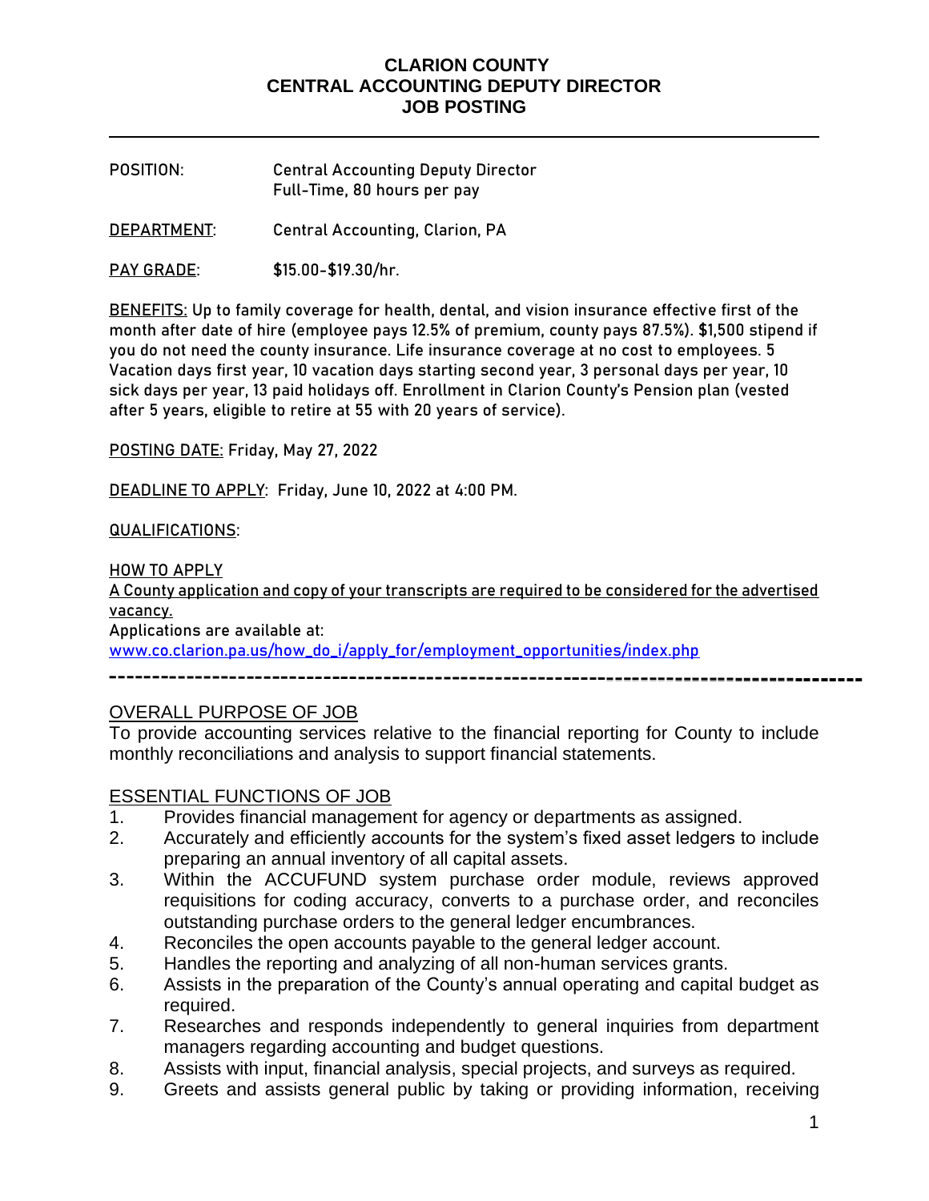# CLARION COUNTY
# CENTRAL ACCOUNTING DEPUTY DIRECTOR
# JOB POSTING

---

POSITION: Central Accounting Deputy Director
Full-Time, 80 hours per pay

DEPARTMENT: Central Accounting, Clarion, PA

PAY GRADE: $15.00-$19.30/hr.

BENEFITS: Up to family coverage for health, dental, and vision insurance effective first of the month after date of hire (employee pays 12.5% of premium, county pays 87.5%). $1,500 stipend if you do not need the county insurance. Life insurance coverage at no cost to employees. 5 Vacation days first year, 10 vacation days starting second year, 3 personal days per year, 10 sick days per year, 13 paid holidays off. Enrollment in Clarion County's Pension plan (vested after 5 years, eligible to retire at 55 with 20 years of service).

POSTING DATE: Friday, May 27, 2022

DEADLINE TO APPLY: Friday, June 10, 2022 at 4:00 PM.

QUALIFICATIONS:

HOW TO APPLY

A County application and copy of your transcripts are required to be considered for the advertised vacancy.

Applications are available at:
www.co.clarion.pa.us/how_do_i/apply_for/employment_opportunities/index.php

---

## OVERALL PURPOSE OF JOB

To provide accounting services relative to the financial reporting for County to include monthly reconciliations and analysis to support financial statements.

## ESSENTIAL FUNCTIONS OF JOB

1. Provides financial management for agency or departments as assigned.
2. Accurately and efficiently accounts for the system's fixed asset ledgers to include preparing an annual inventory of all capital assets.
3. Within the ACCUFUND system purchase order module, reviews approved requisitions for coding accuracy, converts to a purchase order, and reconciles outstanding purchase orders to the general ledger encumbrances.
4. Reconciles the open accounts payable to the general ledger account.
5. Handles the reporting and analyzing of all non-human services grants.
6. Assists in the preparation of the County's annual operating and capital budget as required.
7. Researches and responds independently to general inquiries from department managers regarding accounting and budget questions.
8. Assists with input, financial analysis, special projects, and surveys as required.
9. Greets and assists general public by taking or providing information, receiving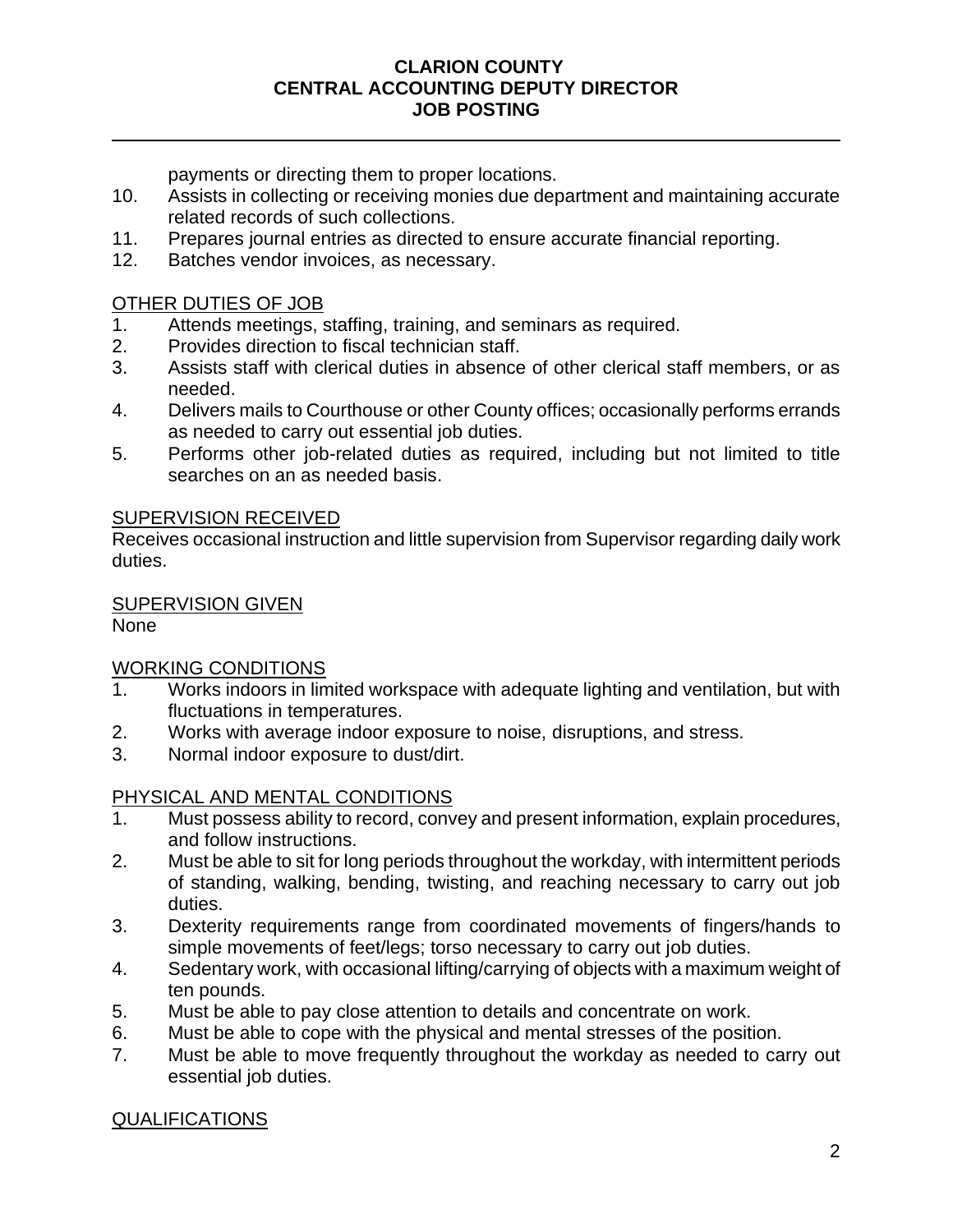payments or directing them to proper locations.

10. Assists in collecting or receiving monies due department and maintaining accurate related records of such collections.
11. Prepares journal entries as directed to ensure accurate financial reporting.
12. Batches vendor invoices, as necessary.

## OTHER DUTIES OF JOB

1. Attends meetings, staffing, training, and seminars as required.
2. Provides direction to fiscal technician staff.
3. Assists staff with clerical duties in absence of other clerical staff members, or as needed.
4. Delivers mails to Courthouse or other County offices; occasionally performs errands as needed to carry out essential job duties.
5. Performs other job-related duties as required, including but not limited to title searches on an as needed basis.

## SUPERVISION RECEIVED

Receives occasional instruction and little supervision from Supervisor regarding daily work duties.

## SUPERVISION GIVEN

None

## WORKING CONDITIONS

1. Works indoors in limited workspace with adequate lighting and ventilation, but with fluctuations in temperatures.
2. Works with average indoor exposure to noise, disruptions, and stress.
3. Normal indoor exposure to dust/dirt.

## PHYSICAL AND MENTAL CONDITIONS

1. Must possess ability to record, convey and present information, explain procedures, and follow instructions.
2. Must be able to sit for long periods throughout the workday, with intermittent periods of standing, walking, bending, twisting, and reaching necessary to carry out job duties.
3. Dexterity requirements range from coordinated movements of fingers/hands to simple movements of feet/legs; torso necessary to carry out job duties.
4. Sedentary work, with occasional lifting/carrying of objects with a maximum weight of ten pounds.
5. Must be able to pay close attention to details and concentrate on work.
6. Must be able to cope with the physical and mental stresses of the position.
7. Must be able to move frequently throughout the workday as needed to carry out essential job duties.

## QUALIFICATIONS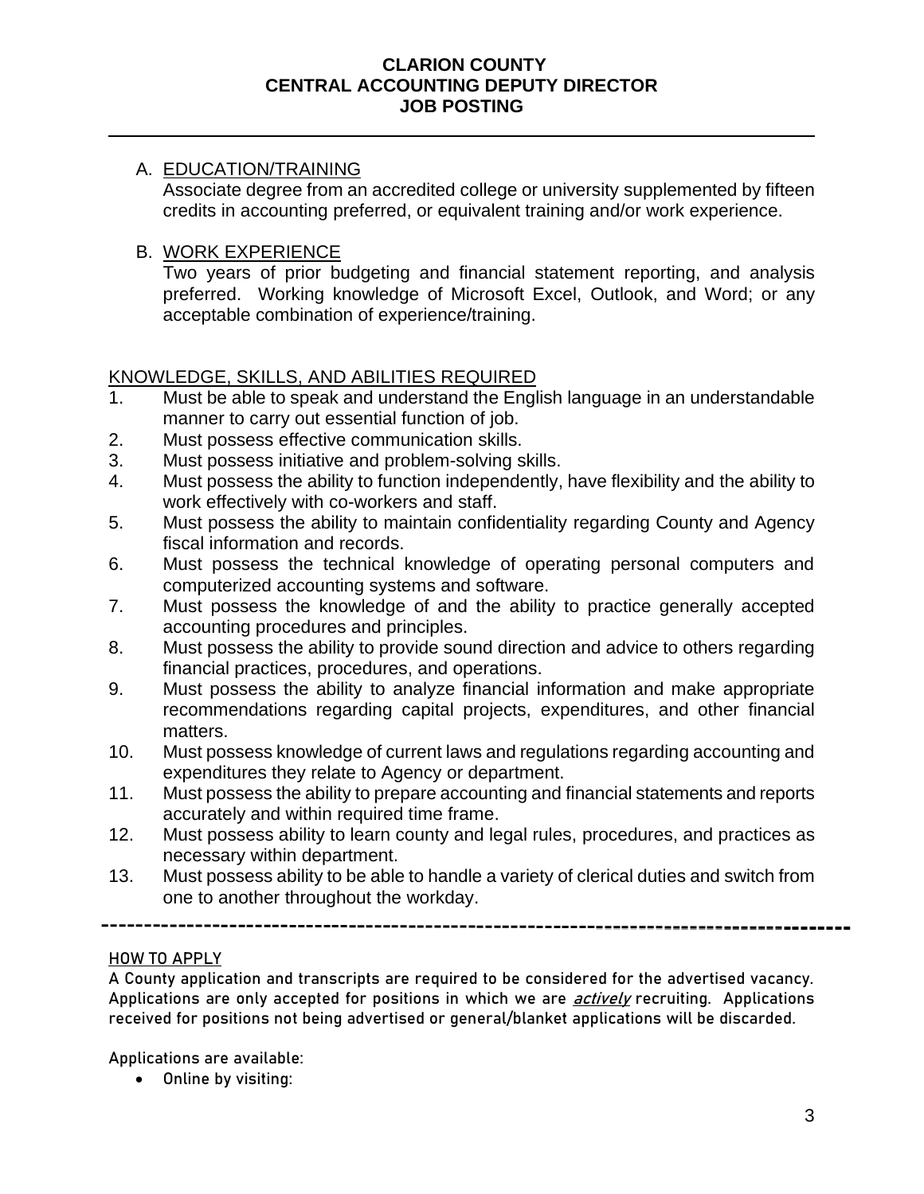**CLARION COUNTY**
**CENTRAL ACCOUNTING DEPUTY DIRECTOR**
**JOB POSTING**

---

A. EDUCATION/TRAINING
   Associate degree from an accredited college or university supplemented by fifteen credits in accounting preferred, or equivalent training and/or work experience.

B. WORK EXPERIENCE
   Two years of prior budgeting and financial statement reporting, and analysis preferred. Working knowledge of Microsoft Excel, Outlook, and Word; or any acceptable combination of experience/training.

KNOWLEDGE, SKILLS, AND ABILITIES REQUIRED

1. Must be able to speak and understand the English language in an understandable manner to carry out essential function of job.
2. Must possess effective communication skills.
3. Must possess initiative and problem-solving skills.
4. Must possess the ability to function independently, have flexibility and the ability to work effectively with co-workers and staff.
5. Must possess the ability to maintain confidentiality regarding County and Agency fiscal information and records.
6. Must possess the technical knowledge of operating personal computers and computerized accounting systems and software.
7. Must possess the knowledge of and the ability to practice generally accepted accounting procedures and principles.
8. Must possess the ability to provide sound direction and advice to others regarding financial practices, procedures, and operations.
9. Must possess the ability to analyze financial information and make appropriate recommendations regarding capital projects, expenditures, and other financial matters.
10. Must possess knowledge of current laws and regulations regarding accounting and expenditures they relate to Agency or department.
11. Must possess the ability to prepare accounting and financial statements and reports accurately and within required time frame.
12. Must possess ability to learn county and legal rules, procedures, and practices as necessary within department.
13. Must possess ability to be able to handle a variety of clerical duties and switch from one to another throughout the workday.

---

**HOW TO APPLY**

**A County application and transcripts are required to be considered for the advertised vacancy. Applications are only accepted for positions in which we are *actively* recruiting. Applications received for positions not being advertised or general/blanket applications will be discarded.**

**Applications are available:**

- **Online by visiting:**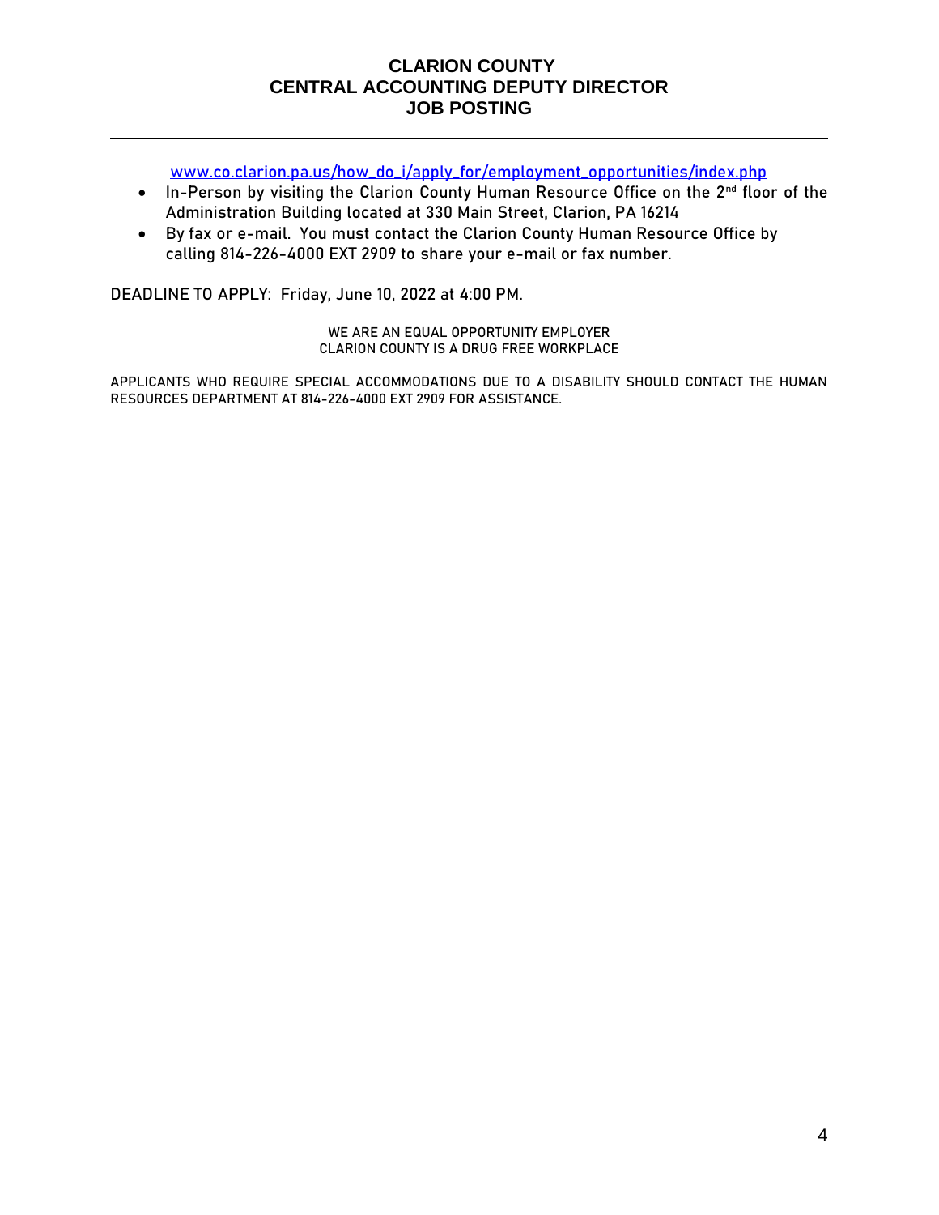www.co.clarion.pa.us/how_do_i/apply_for/employment_opportunities/index.php

- In-Person by visiting the Clarion County Human Resource Office on the 2nd floor of the Administration Building located at 330 Main Street, Clarion, PA 16214
- By fax or e-mail. You must contact the Clarion County Human Resource Office by calling 814-226-4000 EXT 2909 to share your e-mail or fax number.

DEADLINE TO APPLY: Friday, June 10, 2022 at 4:00 PM.

WE ARE AN EQUAL OPPORTUNITY EMPLOYER
CLARION COUNTY IS A DRUG FREE WORKPLACE

APPLICANTS WHO REQUIRE SPECIAL ACCOMMODATIONS DUE TO A DISABILITY SHOULD CONTACT THE HUMAN RESOURCES DEPARTMENT AT 814-226-4000 EXT 2909 FOR ASSISTANCE.